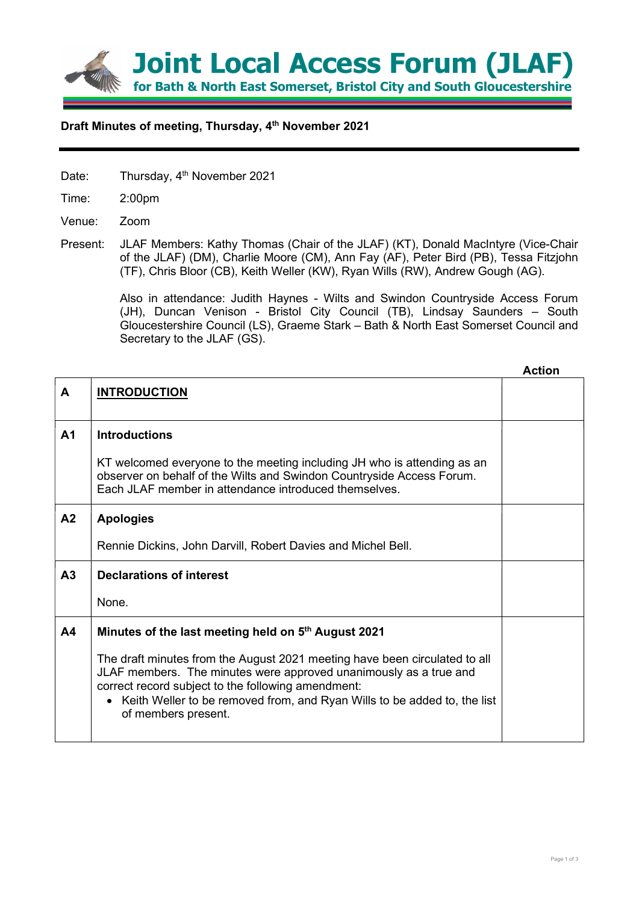# Joint Local Access Forum (JLAF)

**for Bath & North East Somerset, Bristol City and South Gloucestershire**

**Draft Minutes of meeting, Thursday, 4th November 2021**

Date: Thursday, 4th November 2021

Time: 2:00pm

Venue: Zoom

Present: JLAF Members: Kathy Thomas (Chair of the JLAF) (KT), Donald MacIntyre (Vice-Chair of the JLAF) (DM), Charlie Moore (CM), Ann Fay (AF), Peter Bird (PB), Tessa Fitzjohn (TF), Chris Bloor (CB), Keith Weller (KW), Ryan Wills (RW), Andrew Gough (AG).

Also in attendance: Judith Haynes - Wilts and Swindon Countryside Access Forum (JH), Duncan Venison - Bristol City Council (TB), Lindsay Saunders – South Gloucestershire Council (LS), Graeme Stark – Bath & North East Somerset Council and Secretary to the JLAF (GS).

| | | **Action** |
|---|---|---|
| **A** | **INTRODUCTION** | |
| **A1** | **Introductions**<br><br>KT welcomed everyone to the meeting including JH who is attending as an observer on behalf of the Wilts and Swindon Countryside Access Forum. Each JLAF member in attendance introduced themselves. | |
| **A2** | **Apologies**<br><br>Rennie Dickins, John Darvill, Robert Davies and Michel Bell. | |
| **A3** | **Declarations of interest**<br><br>None. | |
| **A4** | **Minutes of the last meeting held on 5th August 2021**<br><br>The draft minutes from the August 2021 meeting have been circulated to all JLAF members. The minutes were approved unanimously as a true and correct record subject to the following amendment:<br>• Keith Weller to be removed from, and Ryan Wills to be added to, the list of members present. | |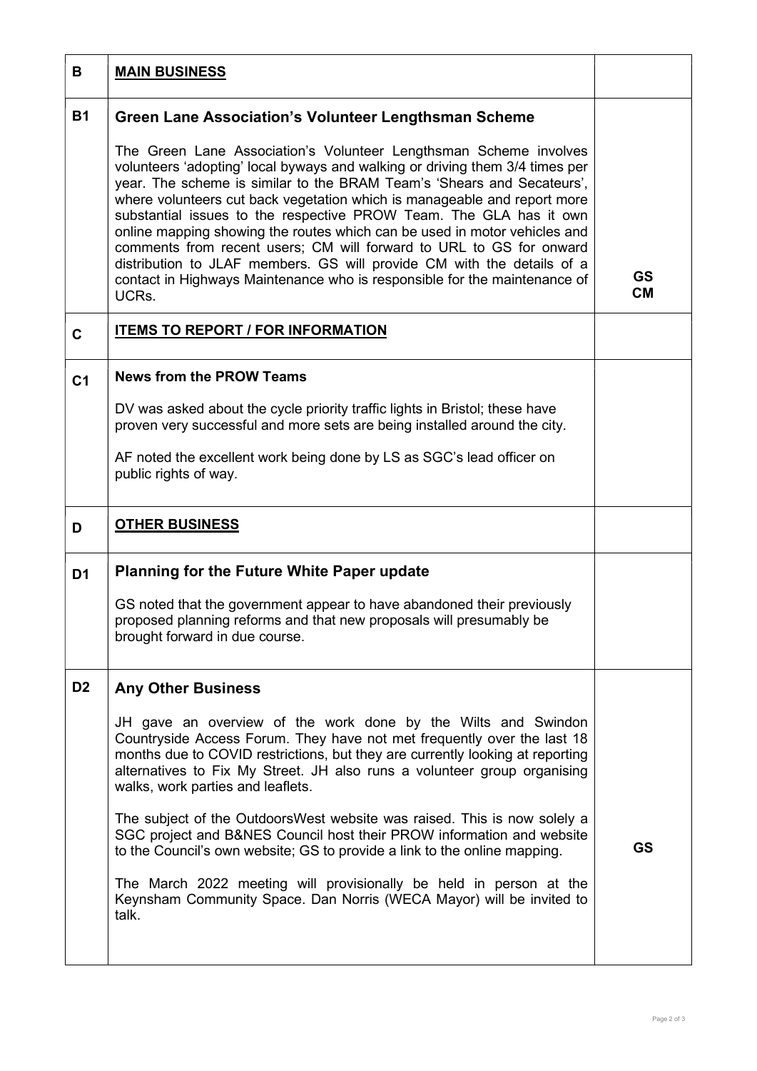| B | **MAIN BUSINESS** | |
|---|---|---|
| **B1** | **Green Lane Association's Volunteer Lengthsman Scheme**<br><br>The Green Lane Association's Volunteer Lengthsman Scheme involves volunteers 'adopting' local byways and walking or driving them 3/4 times per year. The scheme is similar to the BRAM Team's 'Shears and Secateurs', where volunteers cut back vegetation which is manageable and report more substantial issues to the respective PROW Team. The GLA has it own online mapping showing the routes which can be used in motor vehicles and comments from recent users; CM will forward to URL to GS for onward distribution to JLAF members. GS will provide CM with the details of a contact in Highways Maintenance who is responsible for the maintenance of UCRs. | **GS**<br>**CM** |
| **C** | **ITEMS TO REPORT / FOR INFORMATION** | |
| **C1** | **News from the PROW Teams**<br><br>DV was asked about the cycle priority traffic lights in Bristol; these have proven very successful and more sets are being installed around the city.<br><br>AF noted the excellent work being done by LS as SGC's lead officer on public rights of way. | |
| **D** | **OTHER BUSINESS** | |
| **D1** | **Planning for the Future White Paper update**<br><br>GS noted that the government appear to have abandoned their previously proposed planning reforms and that new proposals will presumably be brought forward in due course. | |
| **D2** | **Any Other Business**<br><br>JH gave an overview of the work done by the Wilts and Swindon Countryside Access Forum. They have not met frequently over the last 18 months due to COVID restrictions, but they are currently looking at reporting alternatives to Fix My Street. JH also runs a volunteer group organising walks, work parties and leaflets.<br><br>The subject of the OutdoorsWest website was raised. This is now solely a SGC project and B&NES Council host their PROW information and website to the Council's own website; GS to provide a link to the online mapping.<br><br>The March 2022 meeting will provisionally be held in person at the Keynsham Community Space. Dan Norris (WECA Mayor) will be invited to talk. | **GS** |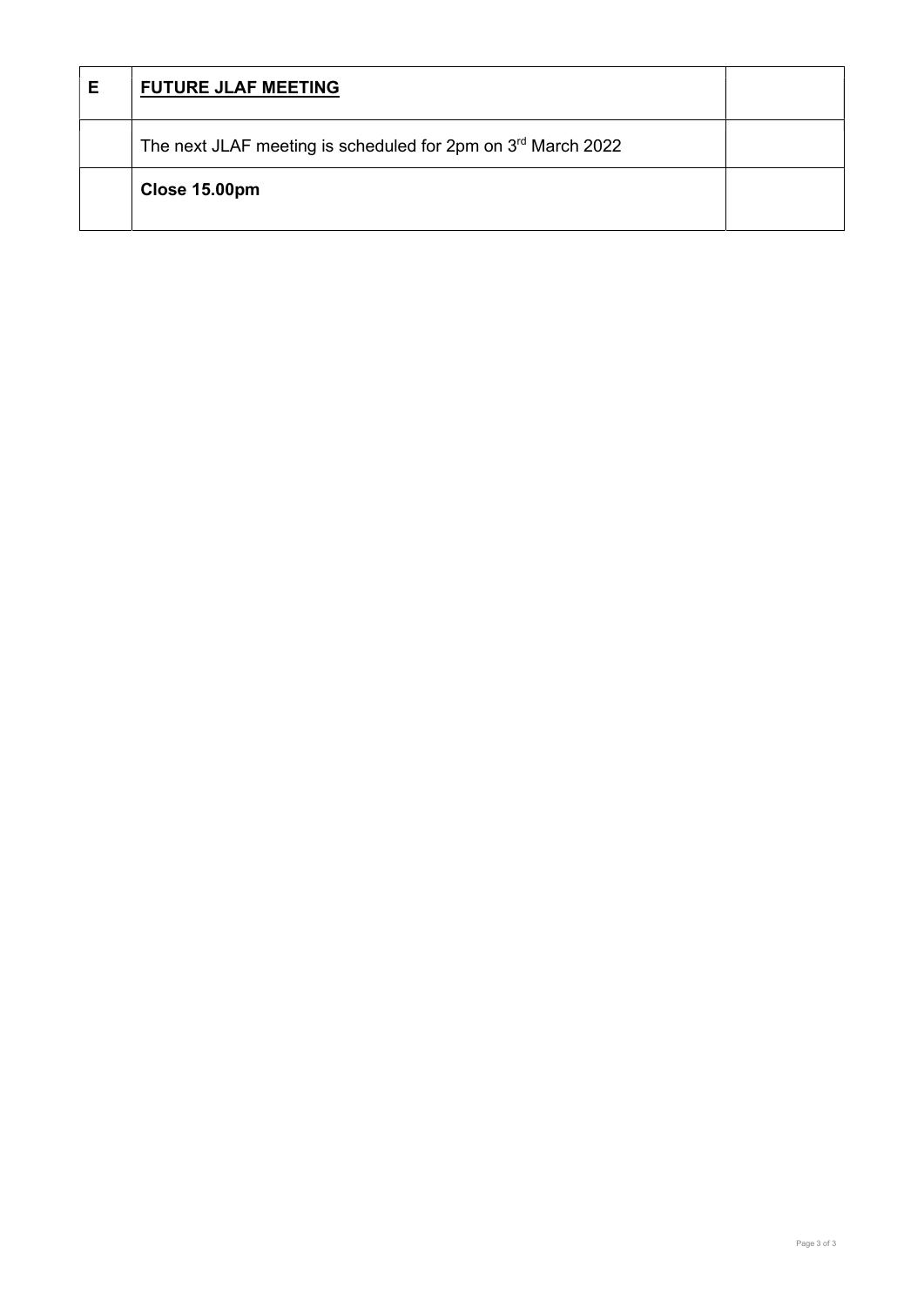| | | |
|---|---|---|
| E | **<u>FUTURE JLAF MEETING</u>** | |
| | The next JLAF meeting is scheduled for 2pm on 3rd March 2022 | |
| | **Close 15.00pm** | |